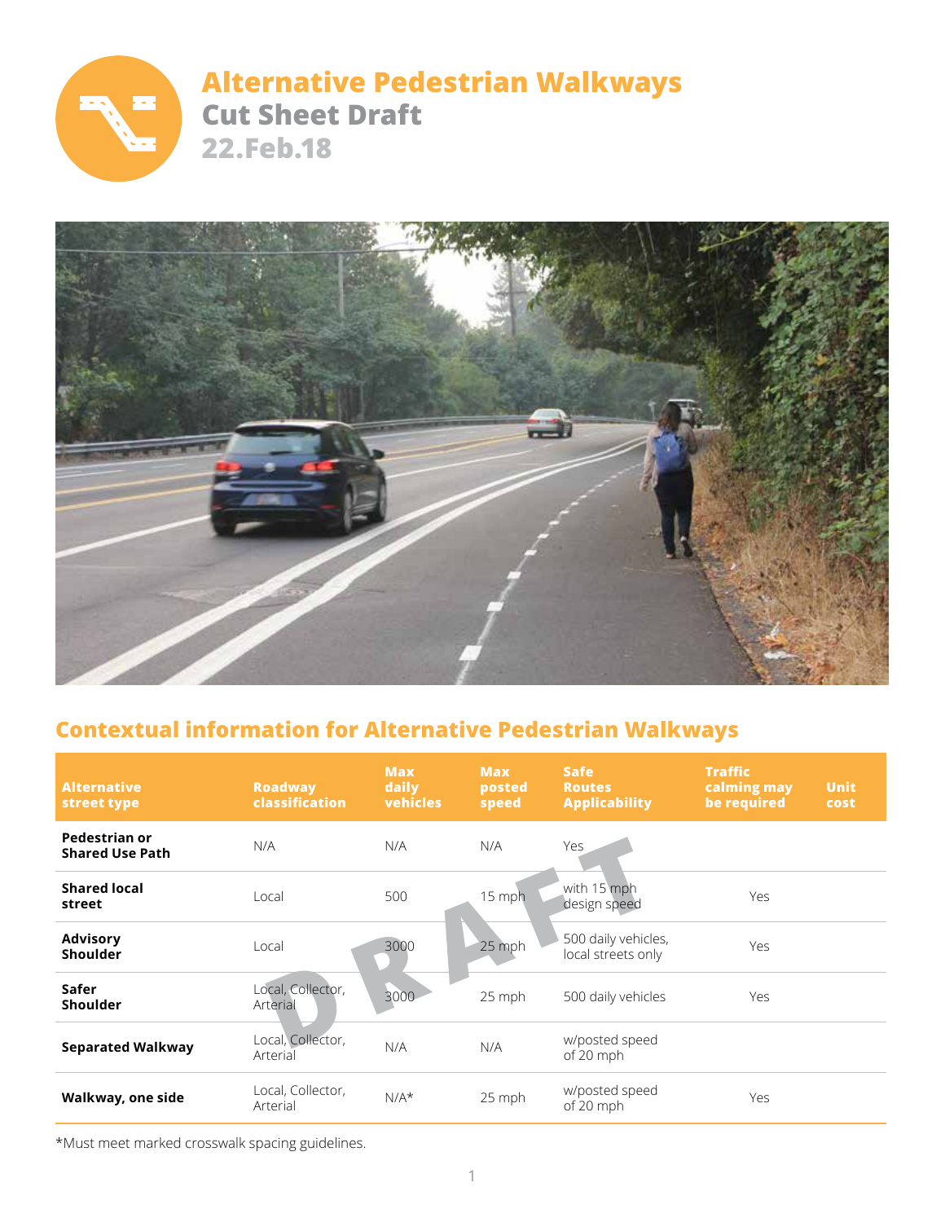# Alternative Pedestrian Walkways

## Cut Sheet Draft

## 22.Feb.18

## Contextual information for Alternative Pedestrian Walkways

| Alternative street type | Roadway classification | Max daily vehicles | Max posted speed | Safe Routes Applicability | Traffic calming may be required | Unit cost |
|---|---|---|---|---|---|---|
| **Pedestrian or Shared Use Path** | N/A | N/A | N/A | Yes | | |
| **Shared local street** | Local | 500 | 15 mph | with 15 mph design speed | Yes | |
| **Advisory Shoulder** | Local | 3000 | 25 mph | 500 daily vehicles, local streets only | Yes | |
| **Safer Shoulder** | Local, Collector, Arterial | 3000 | 25 mph | 500 daily vehicles | Yes | |
| **Separated Walkway** | Local, Collector, Arterial | N/A | N/A | w/posted speed of 20 mph | | |
| **Walkway, one side** | Local, Collector, Arterial | N/A* | 25 mph | w/posted speed of 20 mph | Yes | |

*Must meet marked crosswalk spacing guidelines.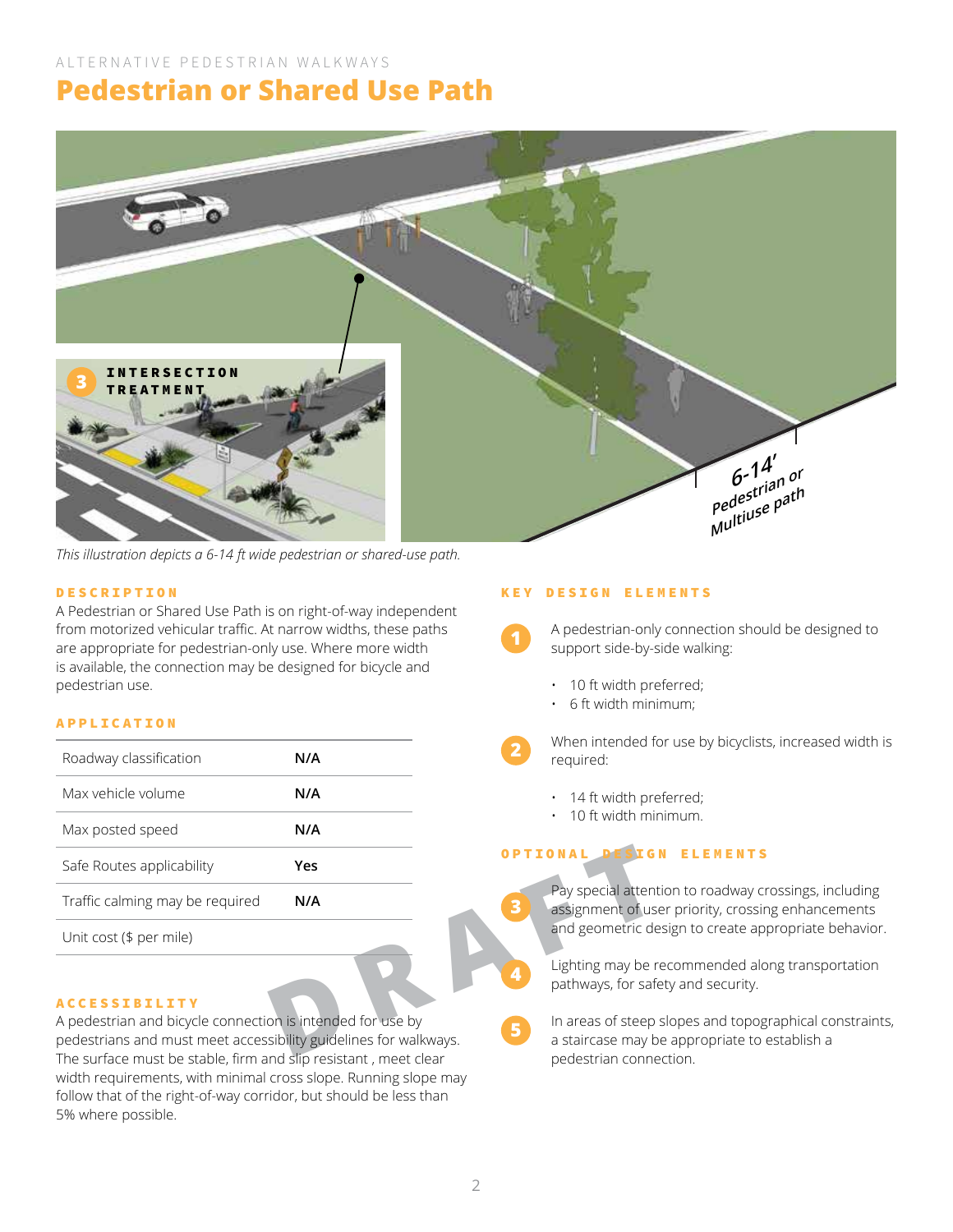ALTERNATIVE PEDESTRIAN WALKWAYS

# Pedestrian or Shared Use Path

*This illustration depicts a 6-14 ft wide pedestrian or shared-use path.*

### DESCRIPTION

A Pedestrian or Shared Use Path is on right-of-way independent from motorized vehicular traffic. At narrow widths, these paths are appropriate for pedestrian-only use. Where more width is available, the connection may be designed for bicycle and pedestrian use.

### APPLICATION

| | |
|---|---|
| Roadway classification | **N/A** |
| Max vehicle volume | **N/A** |
| Max posted speed | **N/A** |
| Safe Routes applicability | **Yes** |
| Traffic calming may be required | **N/A** |
| Unit cost ($ per mile) | |

### ACCESSIBILITY

A pedestrian and bicycle connection is intended for use by pedestrians and must meet accessibility guidelines for walkways. The surface must be stable, firm and slip resistant , meet clear width requirements, with minimal cross slope. Running slope may follow that of the right-of-way corridor, but should be less than 5% where possible.

### KEY DESIGN ELEMENTS

1. A pedestrian-only connection should be designed to support side-by-side walking:
   - 10 ft width preferred;
   - 6 ft width minimum;
2. When intended for use by bicyclists, increased width is required:
   - 14 ft width preferred;
   - 10 ft width minimum.

### OPTIONAL DESIGN ELEMENTS

3. Pay special attention to roadway crossings, including assignment of user priority, crossing enhancements and geometric design to create appropriate behavior.
4. Lighting may be recommended along transportation pathways, for safety and security.
5. In areas of steep slopes and topographical constraints, a staircase may be appropriate to establish a pedestrian connection.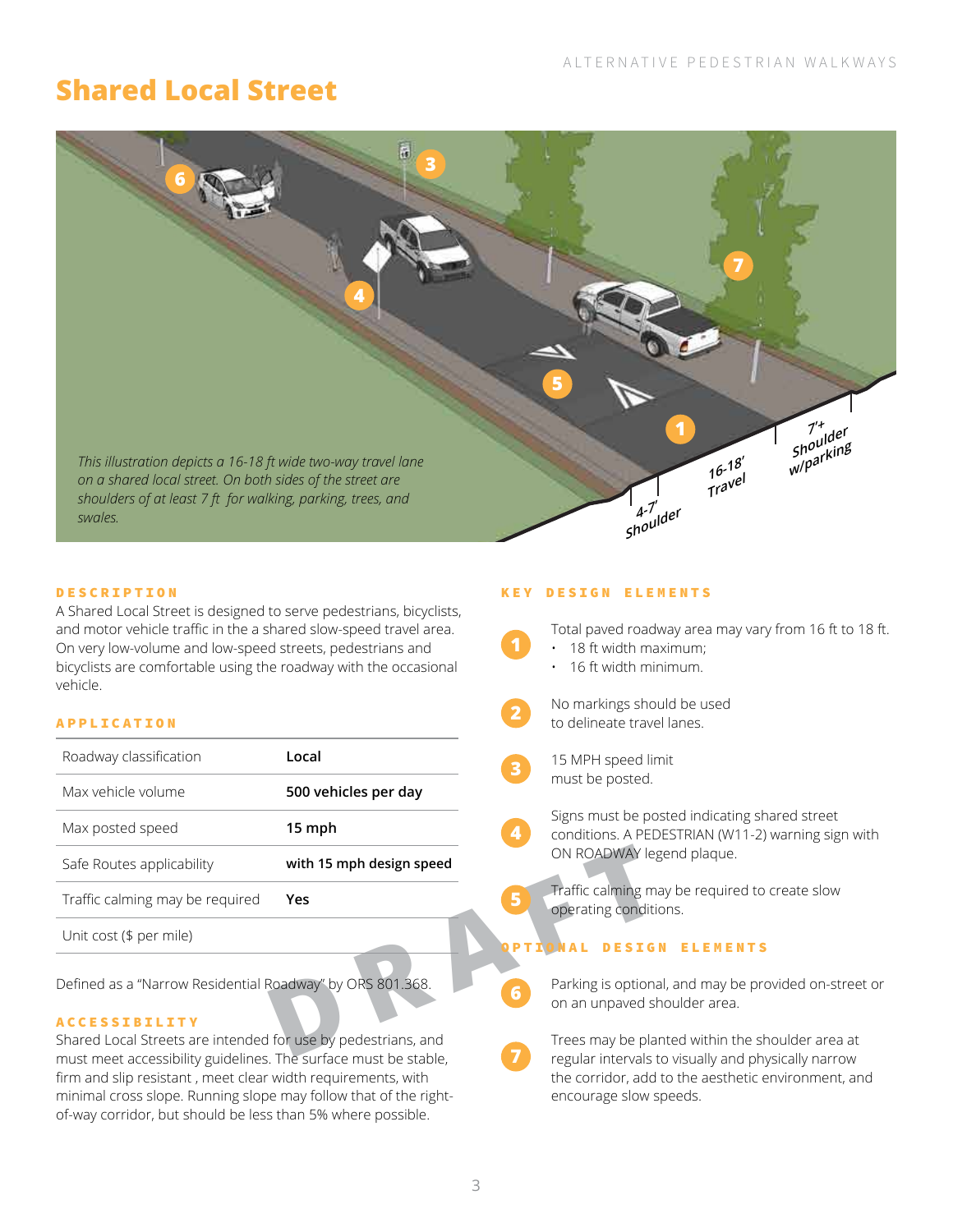# Shared Local Street

*This illustration depicts a 16-18 ft wide two-way travel lane on a shared local street. On both sides of the street are shoulders of at least 7 ft for walking, parking, trees, and swales.*

4-7' Shoulder

16-18' Travel

7'+ Shoulder w/parking

### DESCRIPTION

A Shared Local Street is designed to serve pedestrians, bicyclists, and motor vehicle traffic in the a shared slow-speed travel area. On very low-volume and low-speed streets, pedestrians and bicyclists are comfortable using the roadway with the occasional vehicle.

### APPLICATION

| | |
|---|---|
| Roadway classification | **Local** |
| Max vehicle volume | **500 vehicles per day** |
| Max posted speed | **15 mph** |
| Safe Routes applicability | **with 15 mph design speed** |
| Traffic calming may be required | **Yes** |
| Unit cost ($ per mile) | |

Defined as a "Narrow Residential Roadway" by ORS 801.368.

### ACCESSIBILITY

Shared Local Streets are intended for use by pedestrians, and must meet accessibility guidelines. The surface must be stable, firm and slip resistant , meet clear width requirements, with minimal cross slope. Running slope may follow that of the right-of-way corridor, but should be less than 5% where possible.

### KEY DESIGN ELEMENTS

1. Total paved roadway area may vary from 16 ft to 18 ft.
   - 18 ft width maximum;
   - 16 ft width minimum.
2. No markings should be used to delineate travel lanes.
3. 15 MPH speed limit must be posted.
4. Signs must be posted indicating shared street conditions. A PEDESTRIAN (W11-2) warning sign with ON ROADWAY legend plaque.
5. Traffic calming may be required to create slow operating conditions.

### OPTIONAL DESIGN ELEMENTS

6. Parking is optional, and may be provided on-street or on an unpaved shoulder area.
7. Trees may be planted within the shoulder area at regular intervals to visually and physically narrow the corridor, add to the aesthetic environment, and encourage slow speeds.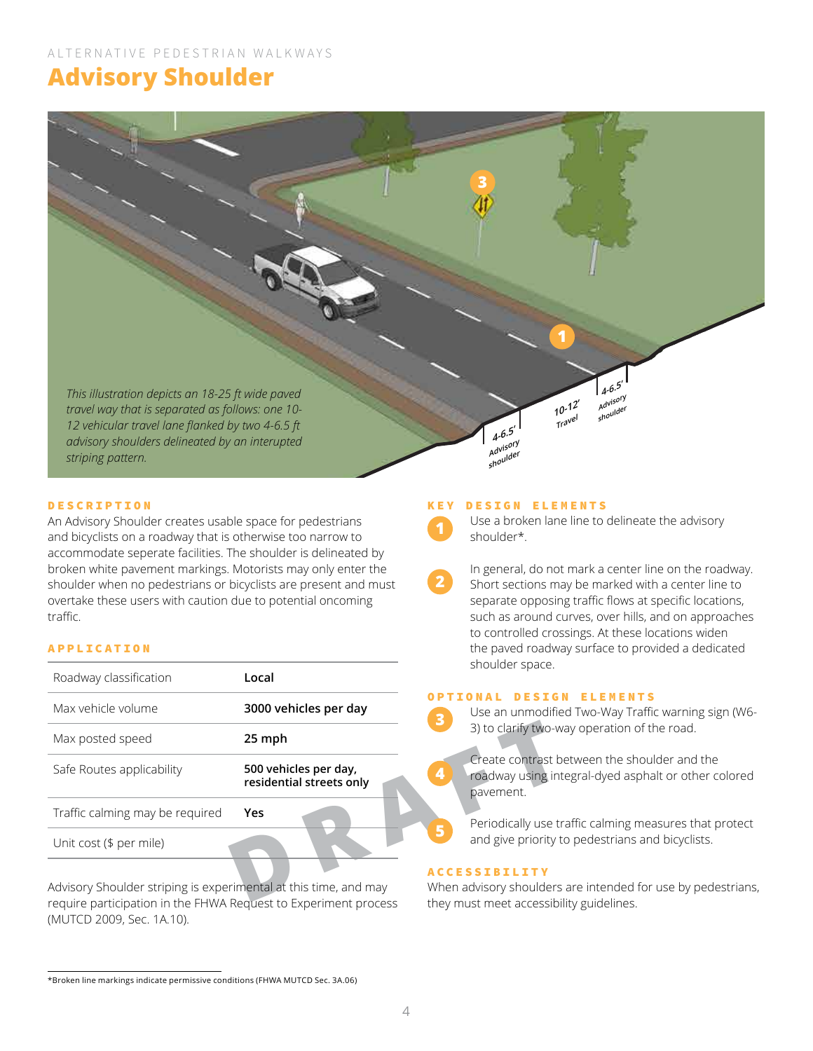ALTERNATIVE PEDESTRIAN WALKWAYS

# Advisory Shoulder

*This illustration depicts an 18-25 ft wide paved travel way that is separated as follows: one 10-12 vehicular travel lane flanked by two 4-6.5 ft advisory shoulders delineated by an interupted striping pattern.*

## DESCRIPTION

An Advisory Shoulder creates usable space for pedestrians and bicyclists on a roadway that is otherwise too narrow to accommodate seperate facilities. The shoulder is delineated by broken white pavement markings. Motorists may only enter the shoulder when no pedestrians or bicyclists are present and must overtake these users with caution due to potential oncoming traffic.

## APPLICATION

| | |
|---|---|
| Roadway classification | **Local** |
| Max vehicle volume | **3000 vehicles per day** |
| Max posted speed | **25 mph** |
| Safe Routes applicability | **500 vehicles per day, residential streets only** |
| Traffic calming may be required | **Yes** |
| Unit cost ($ per mile) | |

Advisory Shoulder striping is experimental at this time, and may require participation in the FHWA Request to Experiment process (MUTCD 2009, Sec. 1A.10).

## KEY DESIGN ELEMENTS

1. Use a broken lane line to delineate the advisory shoulder*.

2. In general, do not mark a center line on the roadway. Short sections may be marked with a center line to separate opposing traffic flows at specific locations, such as around curves, over hills, and on approaches to controlled crossings. At these locations widen the paved roadway surface to provided a dedicated shoulder space.

## OPTIONAL DESIGN ELEMENTS

3. Use an unmodified Two-Way Traffic warning sign (W6-3) to clarify two-way operation of the road.

4. Create contrast between the shoulder and the roadway using integral-dyed asphalt or other colored pavement.

5. Periodically use traffic calming measures that protect and give priority to pedestrians and bicyclists.

## ACCESSIBILITY

When advisory shoulders are intended for use by pedestrians, they must meet accessibility guidelines.

---

*Broken line markings indicate permissive conditions (FHWA MUTCD Sec. 3A.06)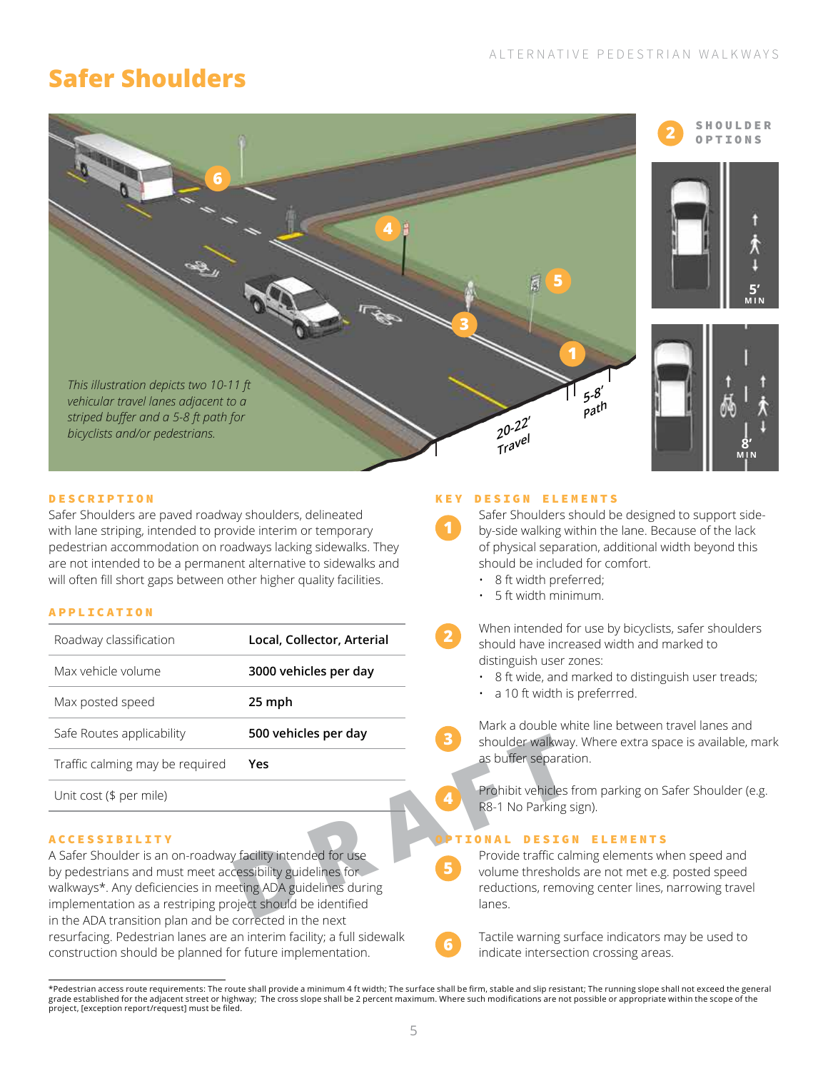# Safer Shoulders

*This illustration depicts two 10-11 ft vehicular travel lanes adjacent to a striped buffer and a 5-8 ft path for bicyclists and/or pedestrians.*

20-22' Travel

5-8' Path

**2** SHOULDER OPTIONS

5' MIN

8' MIN

## DESCRIPTION

Safer Shoulders are paved roadway shoulders, delineated with lane striping, intended to provide interim or temporary pedestrian accommodation on roadways lacking sidewalks. They are not intended to be a permanent alternative to sidewalks and will often fill short gaps between other higher quality facilities.

## APPLICATION

| Roadway classification | **Local, Collector, Arterial** |
|---|---|
| Max vehicle volume | **3000 vehicles per day** |
| Max posted speed | **25 mph** |
| Safe Routes applicability | **500 vehicles per day** |
| Traffic calming may be required | **Yes** |
| Unit cost ($ per mile) | |

## ACCESSIBILITY

A Safer Shoulder is an on-roadway facility intended for use by pedestrians and must meet accessibility guidelines for walkways*. Any deficiencies in meeting ADA guidelines during implementation as a restriping project should be identified in the ADA transition plan and be corrected in the next resurfacing. Pedestrian lanes are an interim facility; a full sidewalk construction should be planned for future implementation.

## KEY DESIGN ELEMENTS

**1** Safer Shoulders should be designed to support side-by-side walking within the lane. Because of the lack of physical separation, additional width beyond this should be included for comfort.

- 8 ft width preferred;
- 5 ft width minimum.

**2** When intended for use by bicyclists, safer shoulders should have increased width and marked to distinguish user zones:

- 8 ft wide, and marked to distinguish user treads;
- a 10 ft width is preferrred.

**3** Mark a double white line between travel lanes and shoulder walkway. Where extra space is available, mark as buffer separation.

**4** Prohibit vehicles from parking on Safer Shoulder (e.g. R8-1 No Parking sign).

## OPTIONAL DESIGN ELEMENTS

**5** Provide traffic calming elements when speed and volume thresholds are not met e.g. posted speed reductions, removing center lines, narrowing travel lanes.

**6** Tactile warning surface indicators may be used to indicate intersection crossing areas.

DRAFT

---

*Pedestrian access route requirements: The route shall provide a minimum 4 ft width; The surface shall be firm, stable and slip resistant; The running slope shall not exceed the general grade established for the adjacent street or highway; The cross slope shall be 2 percent maximum. Where such modifications are not possible or appropriate within the scope of the project, [exception report/request] must be filed.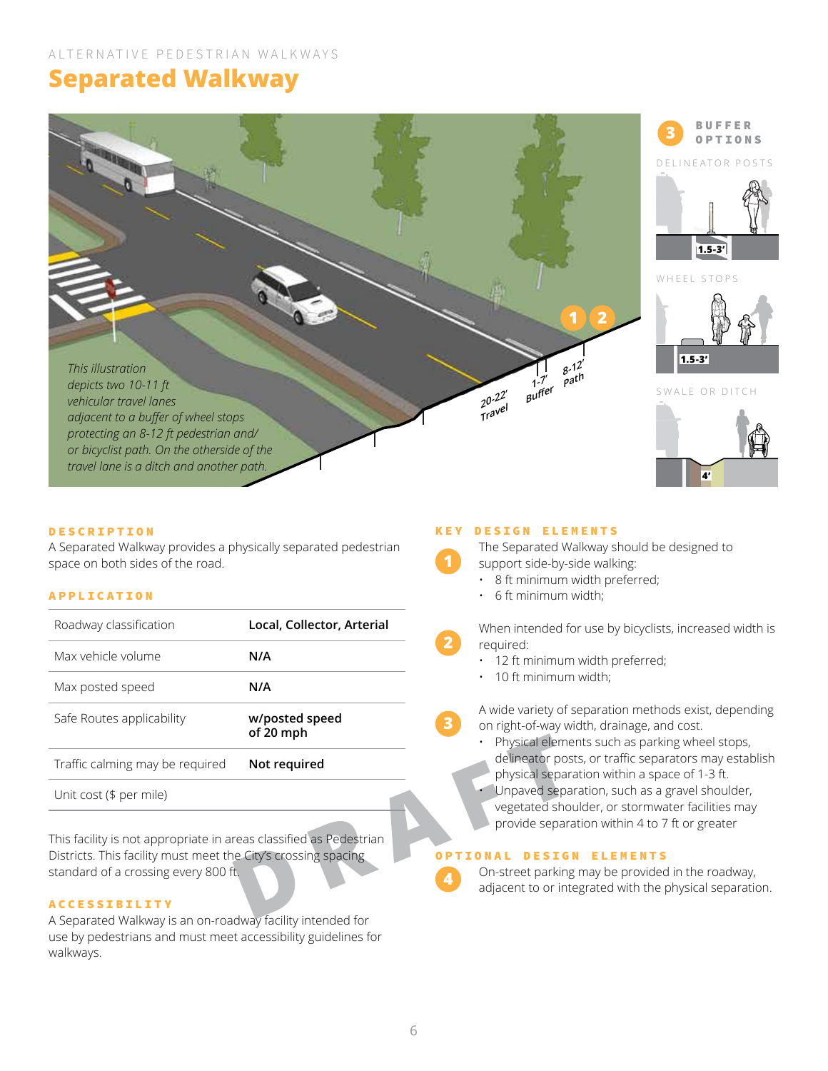ALTERNATIVE PEDESTRIAN WALKWAYS

# Separated Walkway

*This illustration depicts two 10-11 ft vehicular travel lanes adjacent to a buffer of wheel stops protecting an 8-12 ft pedestrian and/or bicyclist path. On the otherside of the travel lane is a ditch and another path.*

20-22' Travel

1-7' Buffer

8-12' Path

1 2

**3 BUFFER OPTIONS**

DELINEATOR POSTS

1.5-3'

WHEEL STOPS

1.5-3'

SWALE OR DITCH

4'

## DESCRIPTION

A Separated Walkway provides a physically separated pedestrian space on both sides of the road.

## APPLICATION

| | |
|---|---|
| Roadway classification | **Local, Collector, Arterial** |
| Max vehicle volume | **N/A** |
| Max posted speed | **N/A** |
| Safe Routes applicability | **w/posted speed of 20 mph** |
| Traffic calming may be required | **Not required** |
| Unit cost ($ per mile) | |

This facility is not appropriate in areas classified as Pedestrian Districts. This facility must meet the City's crossing spacing standard of a crossing every 800 ft.

## ACCESSIBILITY

A Separated Walkway is an on-roadway facility intended for use by pedestrians and must meet accessibility guidelines for walkways.

## KEY DESIGN ELEMENTS

1. The Separated Walkway should be designed to support side-by-side walking:
   - 8 ft minimum width preferred;
   - 6 ft minimum width;

2. When intended for use by bicyclists, increased width is required:
   - 12 ft minimum width preferred;
   - 10 ft minimum width;

3. A wide variety of separation methods exist, depending on right-of-way width, drainage, and cost.
   - Physical elements such as parking wheel stops, delineator posts, or traffic separators may establish physical separation within a space of 1-3 ft.
   - Unpaved separation, such as a gravel shoulder, vegetated shoulder, or stormwater facilities may provide separation within 4 to 7 ft or greater

## OPTIONAL DESIGN ELEMENTS

4. On-street parking may be provided in the roadway, adjacent to or integrated with the physical separation.

DRAFT